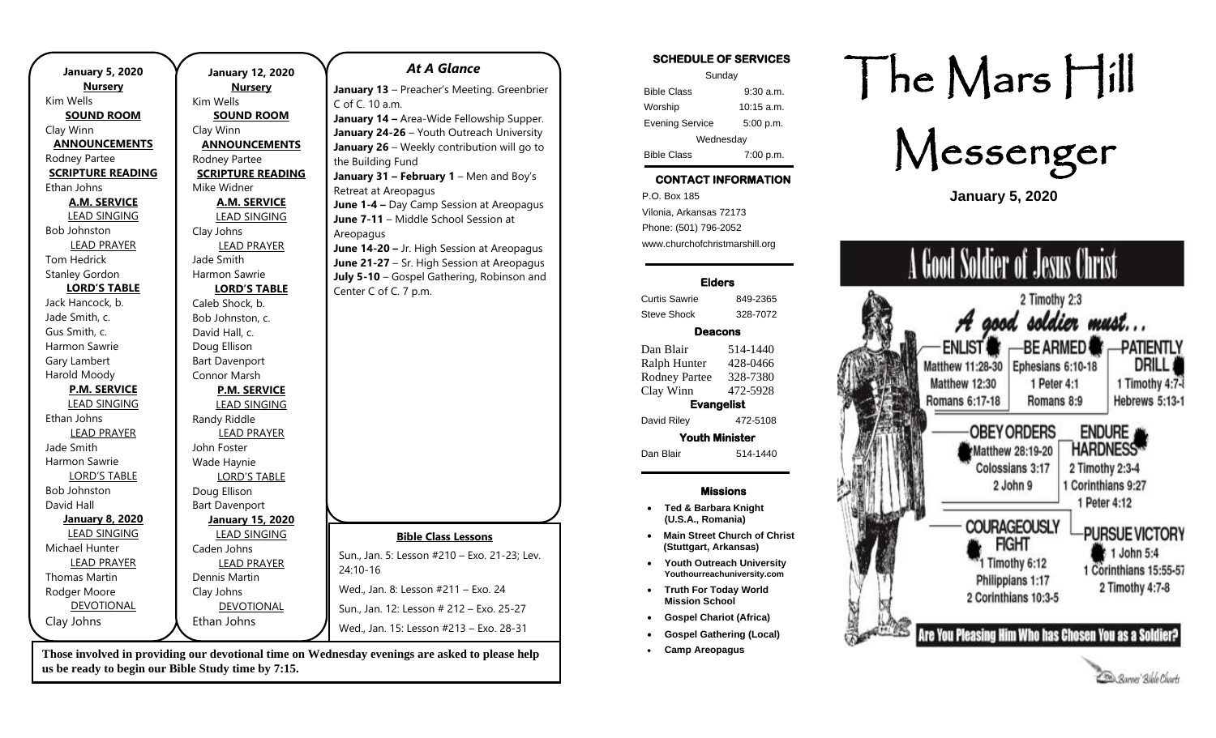**January 5, 2020**

**Nursery**
Kim Wells

**SOUND ROOM**
Clay Winn

**ANNOUNCEMENTS**
Rodney Partee

**SCRIPTURE READING**
Ethan Johns

**A.M. SERVICE**

LEAD SINGING
Bob Johnston

LEAD PRAYER
Tom Hedrick
Stanley Gordon

**LORD'S TABLE**
Jack Hancock, b.
Jade Smith, c.
Gus Smith, c.
Harmon Sawrie
Gary Lambert
Harold Moody

**P.M. SERVICE**

LEAD SINGING
Ethan Johns

LEAD PRAYER
Jade Smith
Harmon Sawrie

LORD'S TABLE
Bob Johnston
David Hall

**January 8, 2020**

LEAD SINGING
Michael Hunter

LEAD PRAYER
Thomas Martin
Rodger Moore

DEVOTIONAL
Clay Johns

**January 12, 2020**

**Nursery**
Kim Wells

**SOUND ROOM**
Clay Winn

**ANNOUNCEMENTS**
Rodney Partee

**SCRIPTURE READING**
Mike Widner

**A.M. SERVICE**

LEAD SINGING
Clay Johns

LEAD PRAYER
Jade Smith
Harmon Sawrie

**LORD'S TABLE**
Caleb Shock, b.
Bob Johnston, c.
David Hall, c.
Doug Ellison
Bart Davenport
Connor Marsh

**P.M. SERVICE**

LEAD SINGING
Randy Riddle

LEAD PRAYER
John Foster
Wade Haynie

LORD'S TABLE
Doug Ellison
Bart Davenport

**January 15, 2020**

LEAD SINGING
Caden Johns

LEAD PRAYER
Dennis Martin
Clay Johns

DEVOTIONAL
Ethan Johns

## *At A Glance*

**January 13** – Preacher's Meeting. Greenbrier C of C. 10 a.m.
**January 14 –** Area-Wide Fellowship Supper.
**January 24-26** – Youth Outreach University
**January 26** – Weekly contribution will go to the Building Fund
**January 31 – February 1** – Men and Boy's Retreat at Areopagus
**June 1-4 –** Day Camp Session at Areopagus
**June 7-11** – Middle School Session at Areopagus
**June 14-20 –** Jr. High Session at Areopagus
**June 21-27** – Sr. High Session at Areopagus
**July 5-10** – Gospel Gathering, Robinson and Center C of C. 7 p.m.

**Bible Class Lessons**

Sun., Jan. 5: Lesson #210 – Exo. 21-23; Lev. 24:10-16
Wed., Jan. 8: Lesson #211 – Exo. 24
Sun., Jan. 12: Lesson # 212 – Exo. 25-27
Wed., Jan. 15: Lesson #213 – Exo. 28-31

**Those involved in providing our devotional time on Wednesday evenings are asked to please help us be ready to begin our Bible Study time by 7:15.**

**SCHEDULE OF SERVICES**

| Sunday | |
|---|---|
| Bible Class | 9:30 a.m. |
| Worship | 10:15 a.m. |
| Evening Service | 5:00 p.m. |
| Wednesday | |
| Bible Class | 7:00 p.m. |

**CONTACT INFORMATION**

P.O. Box 185
Vilonia, Arkansas 72173
Phone: (501) 796-2052
www.churchofchristmarshill.org

**Elders**

| | |
|---|---|
| Curtis Sawrie | 849-2365 |
| Steve Shock | 328-7072 |

**Deacons**

| | |
|---|---|
| Dan Blair | 514-1440 |
| Ralph Hunter | 428-0466 |
| Rodney Partee | 328-7380 |
| Clay Winn | 472-5928 |

**Evangelist**

| | |
|---|---|
| David Riley | 472-5108 |

**Youth Minister**

| | |
|---|---|
| Dan Blair | 514-1440 |

**Missions**

- **Ted & Barbara Knight (U.S.A., Romania)**
- **Main Street Church of Christ (Stuttgart, Arkansas)**
- **Youth Outreach University Youthourreachuniversity.com**
- **Truth For Today World Mission School**
- **Gospel Chariot (Africa)**
- **Gospel Gathering (Local)**
- **Camp Areopagus**

# The Mars Hill Messenger

**January 5, 2020**

## A Good Soldier of Jesus Christ

2 Timothy 2:3

*A good soldier must...*

- ENLIST: Matthew 11:28-30, Matthew 12:30, Romans 6:17-18
- BE ARMED: Ephesians 6:10-18, 1 Peter 4:1, Romans 8:9
- PATIENTLY DRILL: 1 Timothy 4:7-8, Hebrews 5:13-14
- OBEY ORDERS: Matthew 28:19-20, Colossians 3:17, 2 John 9
- ENDURE HARDNESS: 2 Timothy 2:3-4, 1 Corinthians 9:27, 1 Peter 4:12
- COURAGEOUSLY FIGHT: 1 Timothy 6:12, Philippians 1:17, 2 Corinthians 10:3-5
- PURSUE VICTORY: 1 John 5:4, 1 Corinthians 15:55-57, 2 Timothy 4:7-8

**Are You Pleasing Him Who has Chosen You as a Soldier?**

Barnes' Bible Charts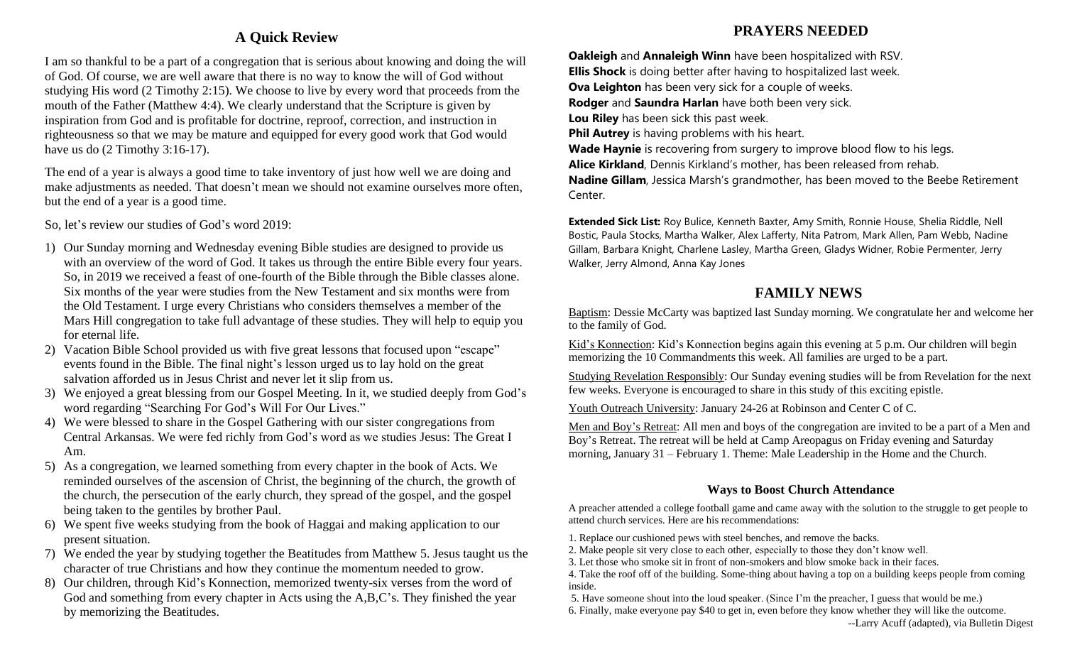## A Quick Review

I am so thankful to be a part of a congregation that is serious about knowing and doing the will of God. Of course, we are well aware that there is no way to know the will of God without studying His word (2 Timothy 2:15). We choose to live by every word that proceeds from the mouth of the Father (Matthew 4:4). We clearly understand that the Scripture is given by inspiration from God and is profitable for doctrine, reproof, correction, and instruction in righteousness so that we may be mature and equipped for every good work that God would have us do (2 Timothy 3:16-17).

The end of a year is always a good time to take inventory of just how well we are doing and make adjustments as needed. That doesn't mean we should not examine ourselves more often, but the end of a year is a good time.

So, let's review our studies of God's word 2019:

1) Our Sunday morning and Wednesday evening Bible studies are designed to provide us with an overview of the word of God. It takes us through the entire Bible every four years. So, in 2019 we received a feast of one-fourth of the Bible through the Bible classes alone. Six months of the year were studies from the New Testament and six months were from the Old Testament. I urge every Christians who considers themselves a member of the Mars Hill congregation to take full advantage of these studies. They will help to equip you for eternal life.
2) Vacation Bible School provided us with five great lessons that focused upon "escape" events found in the Bible. The final night's lesson urged us to lay hold on the great salvation afforded us in Jesus Christ and never let it slip from us.
3) We enjoyed a great blessing from our Gospel Meeting. In it, we studied deeply from God's word regarding "Searching For God's Will For Our Lives."
4) We were blessed to share in the Gospel Gathering with our sister congregations from Central Arkansas. We were fed richly from God's word as we studies Jesus: The Great I Am.
5) As a congregation, we learned something from every chapter in the book of Acts. We reminded ourselves of the ascension of Christ, the beginning of the church, the growth of the church, the persecution of the early church, they spread of the gospel, and the gospel being taken to the gentiles by brother Paul.
6) We spent five weeks studying from the book of Haggai and making application to our present situation.
7) We ended the year by studying together the Beatitudes from Matthew 5. Jesus taught us the character of true Christians and how they continue the momentum needed to grow.
8) Our children, through Kid's Konnection, memorized twenty-six verses from the word of God and something from every chapter in Acts using the A,B,C's. They finished the year by memorizing the Beatitudes.

## PRAYERS NEEDED

**Oakleigh** and **Annaleigh Winn** have been hospitalized with RSV.
**Ellis Shock** is doing better after having to hospitalized last week.
**Ova Leighton** has been very sick for a couple of weeks.
**Rodger** and **Saundra Harlan** have both been very sick.
**Lou Riley** has been sick this past week.
**Phil Autrey** is having problems with his heart.
**Wade Haynie** is recovering from surgery to improve blood flow to his legs.
**Alice Kirkland**, Dennis Kirkland's mother, has been released from rehab.
**Nadine Gillam**, Jessica Marsh's grandmother, has been moved to the Beebe Retirement Center.

**Extended Sick List:** Roy Bulice, Kenneth Baxter, Amy Smith, Ronnie House, Shelia Riddle, Nell Bostic, Paula Stocks, Martha Walker, Alex Lafferty, Nita Patrom, Mark Allen, Pam Webb, Nadine Gillam, Barbara Knight, Charlene Lasley, Martha Green, Gladys Widner, Robie Permenter, Jerry Walker, Jerry Almond, Anna Kay Jones

## FAMILY NEWS

Baptism: Dessie McCarty was baptized last Sunday morning. We congratulate her and welcome her to the family of God.

Kid's Konnection: Kid's Konnection begins again this evening at 5 p.m. Our children will begin memorizing the 10 Commandments this week. All families are urged to be a part.

Studying Revelation Responsibly: Our Sunday evening studies will be from Revelation for the next few weeks. Everyone is encouraged to share in this study of this exciting epistle.

Youth Outreach University: January 24-26 at Robinson and Center C of C.

Men and Boy's Retreat: All men and boys of the congregation are invited to be a part of a Men and Boy's Retreat. The retreat will be held at Camp Areopagus on Friday evening and Saturday morning, January 31 – February 1. Theme: Male Leadership in the Home and the Church.

### Ways to Boost Church Attendance

A preacher attended a college football game and came away with the solution to the struggle to get people to attend church services. Here are his recommendations:

1. Replace our cushioned pews with steel benches, and remove the backs.
2. Make people sit very close to each other, especially to those they don't know well.
3. Let those who smoke sit in front of non-smokers and blow smoke back in their faces.
4. Take the roof off of the building. Some-thing about having a top on a building keeps people from coming inside.
5. Have someone shout into the loud speaker. (Since I'm the preacher, I guess that would be me.)
6. Finally, make everyone pay $40 to get in, even before they know whether they will like the outcome.

--Larry Acuff (adapted), via Bulletin Digest